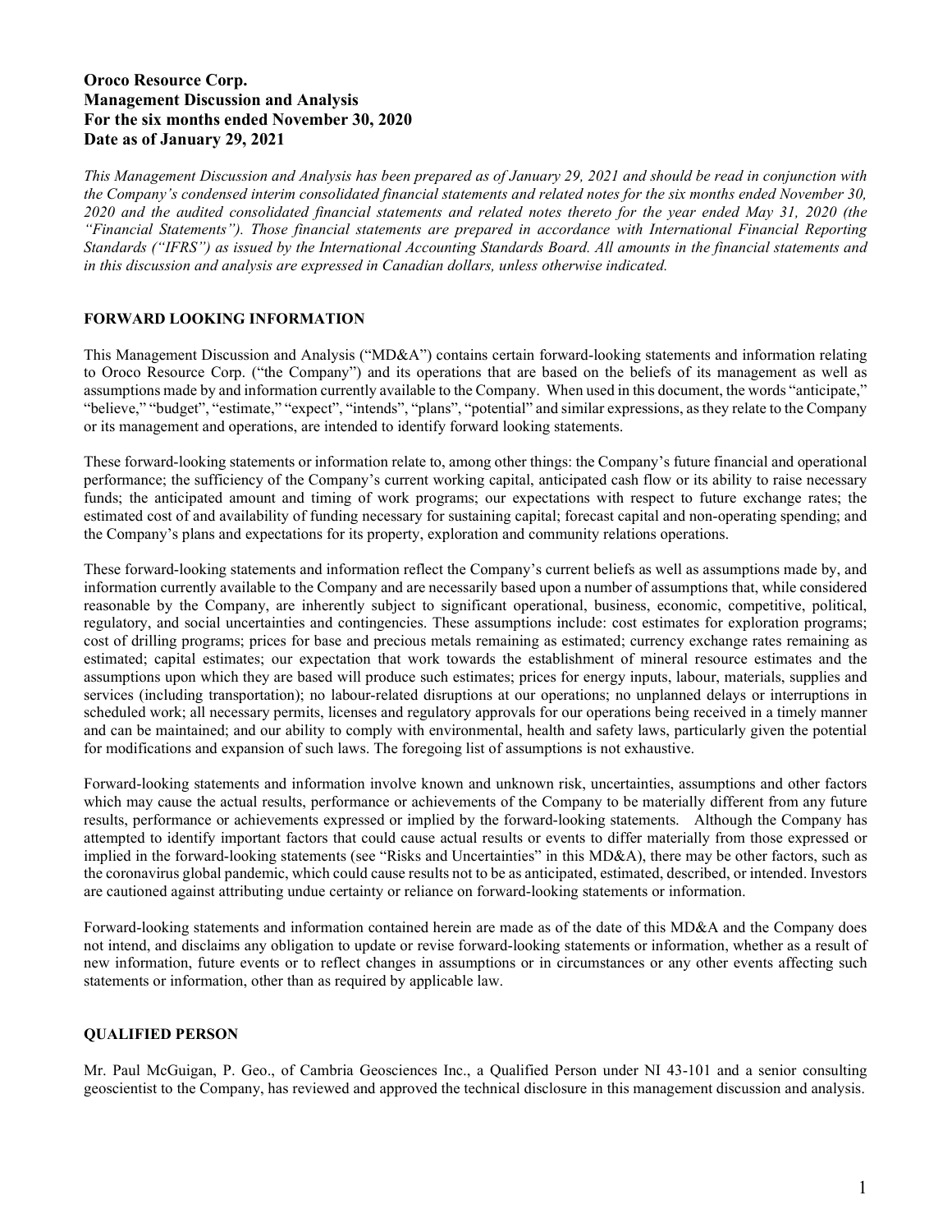# Oroco Resource Corp.
# Management Discussion and Analysis
# For the six months ended November 30, 2020
# Date as of January 29, 2021

*This Management Discussion and Analysis has been prepared as of January 29, 2021 and should be read in conjunction with the Company's condensed interim consolidated financial statements and related notes for the six months ended November 30, 2020 and the audited consolidated financial statements and related notes thereto for the year ended May 31, 2020 (the "Financial Statements"). Those financial statements are prepared in accordance with International Financial Reporting Standards ("IFRS") as issued by the International Accounting Standards Board. All amounts in the financial statements and in this discussion and analysis are expressed in Canadian dollars, unless otherwise indicated.*

## FORWARD LOOKING INFORMATION

This Management Discussion and Analysis ("MD&A") contains certain forward-looking statements and information relating to Oroco Resource Corp. ("the Company") and its operations that are based on the beliefs of its management as well as assumptions made by and information currently available to the Company. When used in this document, the words "anticipate," "believe," "budget", "estimate," "expect", "intends", "plans", "potential" and similar expressions, as they relate to the Company or its management and operations, are intended to identify forward looking statements.

These forward-looking statements or information relate to, among other things: the Company's future financial and operational performance; the sufficiency of the Company's current working capital, anticipated cash flow or its ability to raise necessary funds; the anticipated amount and timing of work programs; our expectations with respect to future exchange rates; the estimated cost of and availability of funding necessary for sustaining capital; forecast capital and non-operating spending; and the Company's plans and expectations for its property, exploration and community relations operations.

These forward-looking statements and information reflect the Company's current beliefs as well as assumptions made by, and information currently available to the Company and are necessarily based upon a number of assumptions that, while considered reasonable by the Company, are inherently subject to significant operational, business, economic, competitive, political, regulatory, and social uncertainties and contingencies. These assumptions include: cost estimates for exploration programs; cost of drilling programs; prices for base and precious metals remaining as estimated; currency exchange rates remaining as estimated; capital estimates; our expectation that work towards the establishment of mineral resource estimates and the assumptions upon which they are based will produce such estimates; prices for energy inputs, labour, materials, supplies and services (including transportation); no labour-related disruptions at our operations; no unplanned delays or interruptions in scheduled work; all necessary permits, licenses and regulatory approvals for our operations being received in a timely manner and can be maintained; and our ability to comply with environmental, health and safety laws, particularly given the potential for modifications and expansion of such laws. The foregoing list of assumptions is not exhaustive.

Forward-looking statements and information involve known and unknown risk, uncertainties, assumptions and other factors which may cause the actual results, performance or achievements of the Company to be materially different from any future results, performance or achievements expressed or implied by the forward-looking statements. Although the Company has attempted to identify important factors that could cause actual results or events to differ materially from those expressed or implied in the forward-looking statements (see "Risks and Uncertainties" in this MD&A), there may be other factors, such as the coronavirus global pandemic, which could cause results not to be as anticipated, estimated, described, or intended. Investors are cautioned against attributing undue certainty or reliance on forward-looking statements or information.

Forward-looking statements and information contained herein are made as of the date of this MD&A and the Company does not intend, and disclaims any obligation to update or revise forward-looking statements or information, whether as a result of new information, future events or to reflect changes in assumptions or in circumstances or any other events affecting such statements or information, other than as required by applicable law.

## QUALIFIED PERSON

Mr. Paul McGuigan, P. Geo., of Cambria Geosciences Inc., a Qualified Person under NI 43-101 and a senior consulting geoscientist to the Company, has reviewed and approved the technical disclosure in this management discussion and analysis.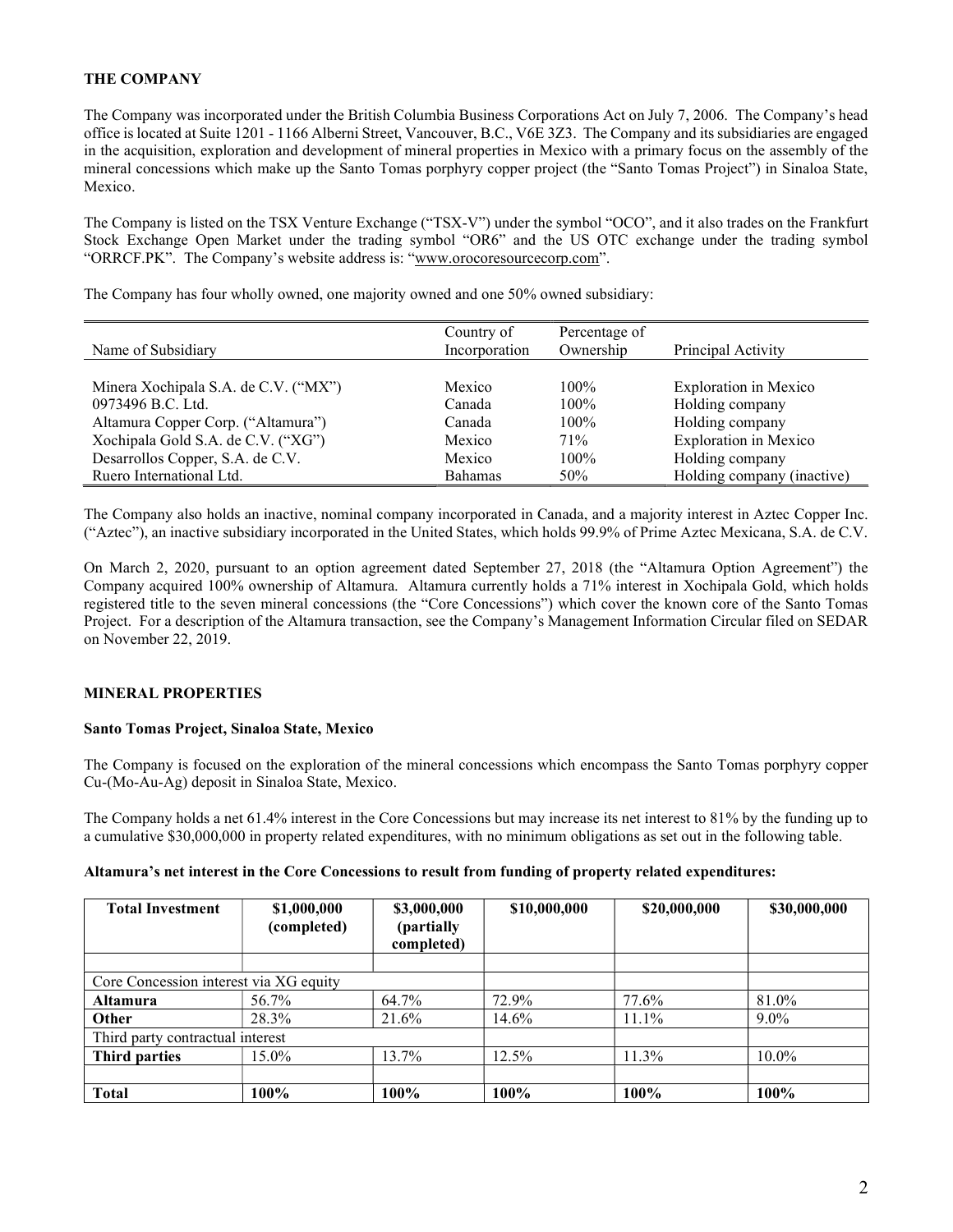## THE COMPANY

The Company was incorporated under the British Columbia Business Corporations Act on July 7, 2006. The Company's head office is located at Suite 1201 - 1166 Alberni Street, Vancouver, B.C., V6E 3Z3. The Company and its subsidiaries are engaged in the acquisition, exploration and development of mineral properties in Mexico with a primary focus on the assembly of the mineral concessions which make up the Santo Tomas porphyry copper project (the "Santo Tomas Project") in Sinaloa State, Mexico.

The Company is listed on the TSX Venture Exchange ("TSX-V") under the symbol "OCO", and it also trades on the Frankfurt Stock Exchange Open Market under the trading symbol "OR6" and the US OTC exchange under the trading symbol "ORRCF.PK". The Company's website address is: "www.orocoresourcecorp.com".

The Company has four wholly owned, one majority owned and one 50% owned subsidiary:

| Name of Subsidiary | Country of Incorporation | Percentage of Ownership | Principal Activity |
|---|---|---|---|
| Minera Xochipala S.A. de C.V. ("MX") | Mexico | 100% | Exploration in Mexico |
| 0973496 B.C. Ltd. | Canada | 100% | Holding company |
| Altamura Copper Corp. ("Altamura") | Canada | 100% | Holding company |
| Xochipala Gold S.A. de C.V. ("XG") | Mexico | 71% | Exploration in Mexico |
| Desarrollos Copper, S.A. de C.V. | Mexico | 100% | Holding company |
| Ruero International Ltd. | Bahamas | 50% | Holding company (inactive) |

The Company also holds an inactive, nominal company incorporated in Canada, and a majority interest in Aztec Copper Inc. ("Aztec"), an inactive subsidiary incorporated in the United States, which holds 99.9% of Prime Aztec Mexicana, S.A. de C.V.

On March 2, 2020, pursuant to an option agreement dated September 27, 2018 (the "Altamura Option Agreement") the Company acquired 100% ownership of Altamura. Altamura currently holds a 71% interest in Xochipala Gold, which holds registered title to the seven mineral concessions (the "Core Concessions") which cover the known core of the Santo Tomas Project. For a description of the Altamura transaction, see the Company's Management Information Circular filed on SEDAR on November 22, 2019.

## MINERAL PROPERTIES

### Santo Tomas Project, Sinaloa State, Mexico

The Company is focused on the exploration of the mineral concessions which encompass the Santo Tomas porphyry copper Cu-(Mo-Au-Ag) deposit in Sinaloa State, Mexico.

The Company holds a net 61.4% interest in the Core Concessions but may increase its net interest to 81% by the funding up to a cumulative $30,000,000 in property related expenditures, with no minimum obligations as set out in the following table.

**Altamura's net interest in the Core Concessions to result from funding of property related expenditures:**

| **Total Investment** | **$1,000,000 (completed)** | **$3,000,000 (partially completed)** | **$10,000,000** | **$20,000,000** | **$30,000,000** |
|---|---|---|---|---|---|
| | | | | | |
| Core Concession interest via XG equity | | | | | |
| **Altamura** | 56.7% | 64.7% | 72.9% | 77.6% | 81.0% |
| **Other** | 28.3% | 21.6% | 14.6% | 11.1% | 9.0% |
| Third party contractual interest | | | | | |
| **Third parties** | 15.0% | 13.7% | 12.5% | 11.3% | 10.0% |
| | | | | | |
| **Total** | **100%** | **100%** | **100%** | **100%** | **100%** |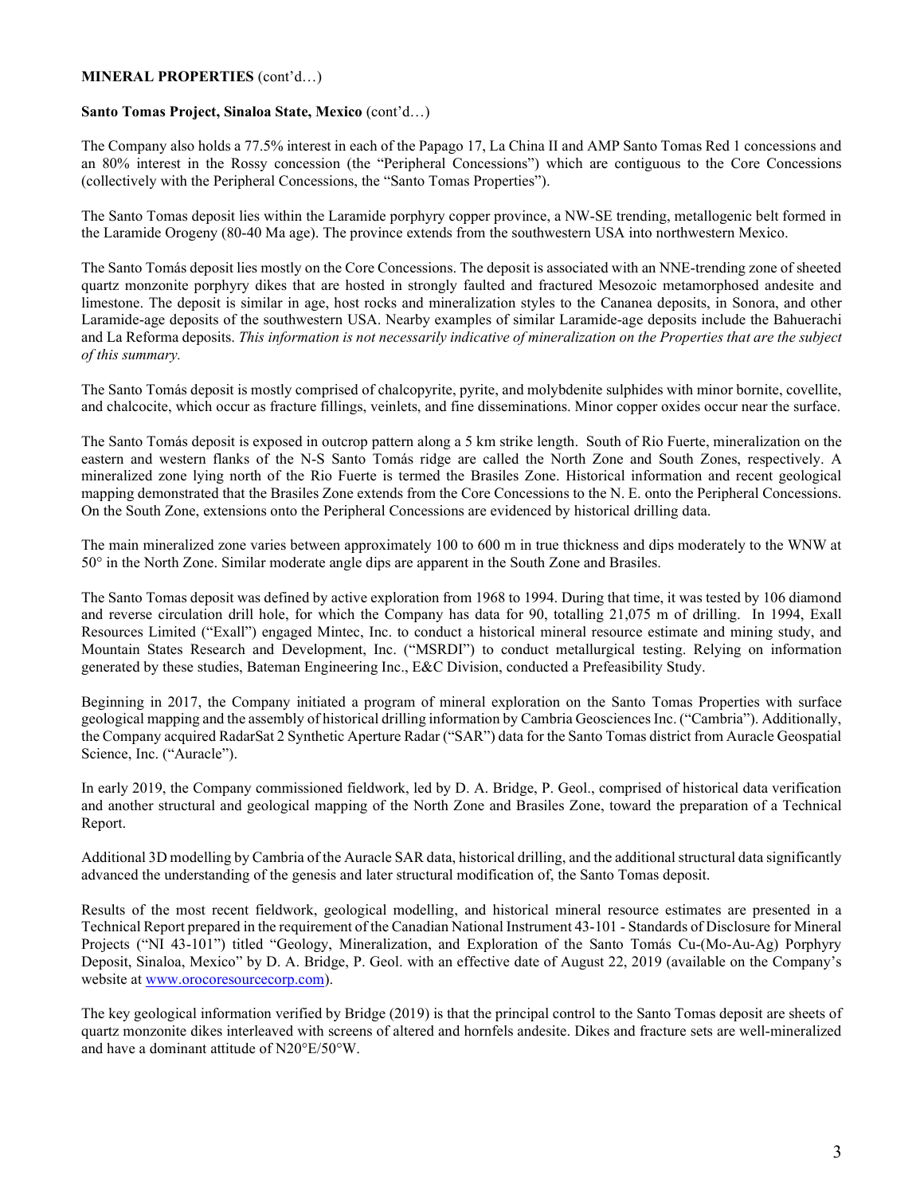**MINERAL PROPERTIES** (cont'd…)

**Santo Tomas Project, Sinaloa State, Mexico** (cont'd…)

The Company also holds a 77.5% interest in each of the Papago 17, La China II and AMP Santo Tomas Red 1 concessions and an 80% interest in the Rossy concession (the "Peripheral Concessions") which are contiguous to the Core Concessions (collectively with the Peripheral Concessions, the "Santo Tomas Properties").

The Santo Tomas deposit lies within the Laramide porphyry copper province, a NW-SE trending, metallogenic belt formed in the Laramide Orogeny (80-40 Ma age). The province extends from the southwestern USA into northwestern Mexico.

The Santo Tomás deposit lies mostly on the Core Concessions. The deposit is associated with an NNE-trending zone of sheeted quartz monzonite porphyry dikes that are hosted in strongly faulted and fractured Mesozoic metamorphosed andesite and limestone. The deposit is similar in age, host rocks and mineralization styles to the Cananea deposits, in Sonora, and other Laramide-age deposits of the southwestern USA. Nearby examples of similar Laramide-age deposits include the Bahuerachi and La Reforma deposits. *This information is not necessarily indicative of mineralization on the Properties that are the subject of this summary.*

The Santo Tomás deposit is mostly comprised of chalcopyrite, pyrite, and molybdenite sulphides with minor bornite, covellite, and chalcocite, which occur as fracture fillings, veinlets, and fine disseminations. Minor copper oxides occur near the surface.

The Santo Tomás deposit is exposed in outcrop pattern along a 5 km strike length. South of Rio Fuerte, mineralization on the eastern and western flanks of the N-S Santo Tomás ridge are called the North Zone and South Zones, respectively. A mineralized zone lying north of the Rio Fuerte is termed the Brasiles Zone. Historical information and recent geological mapping demonstrated that the Brasiles Zone extends from the Core Concessions to the N. E. onto the Peripheral Concessions. On the South Zone, extensions onto the Peripheral Concessions are evidenced by historical drilling data.

The main mineralized zone varies between approximately 100 to 600 m in true thickness and dips moderately to the WNW at 50° in the North Zone. Similar moderate angle dips are apparent in the South Zone and Brasiles.

The Santo Tomas deposit was defined by active exploration from 1968 to 1994. During that time, it was tested by 106 diamond and reverse circulation drill hole, for which the Company has data for 90, totalling 21,075 m of drilling. In 1994, Exall Resources Limited ("Exall") engaged Mintec, Inc. to conduct a historical mineral resource estimate and mining study, and Mountain States Research and Development, Inc. ("MSRDI") to conduct metallurgical testing. Relying on information generated by these studies, Bateman Engineering Inc., E&C Division, conducted a Prefeasibility Study.

Beginning in 2017, the Company initiated a program of mineral exploration on the Santo Tomas Properties with surface geological mapping and the assembly of historical drilling information by Cambria Geosciences Inc. ("Cambria"). Additionally, the Company acquired RadarSat 2 Synthetic Aperture Radar ("SAR") data for the Santo Tomas district from Auracle Geospatial Science, Inc. ("Auracle").

In early 2019, the Company commissioned fieldwork, led by D. A. Bridge, P. Geol., comprised of historical data verification and another structural and geological mapping of the North Zone and Brasiles Zone, toward the preparation of a Technical Report.

Additional 3D modelling by Cambria of the Auracle SAR data, historical drilling, and the additional structural data significantly advanced the understanding of the genesis and later structural modification of, the Santo Tomas deposit.

Results of the most recent fieldwork, geological modelling, and historical mineral resource estimates are presented in a Technical Report prepared in the requirement of the Canadian National Instrument 43-101 - Standards of Disclosure for Mineral Projects ("NI 43-101") titled "Geology, Mineralization, and Exploration of the Santo Tomás Cu-(Mo-Au-Ag) Porphyry Deposit, Sinaloa, Mexico" by D. A. Bridge, P. Geol. with an effective date of August 22, 2019 (available on the Company's website at www.orocoresourcecorp.com).

The key geological information verified by Bridge (2019) is that the principal control to the Santo Tomas deposit are sheets of quartz monzonite dikes interleaved with screens of altered and hornfels andesite. Dikes and fracture sets are well-mineralized and have a dominant attitude of N20°E/50°W.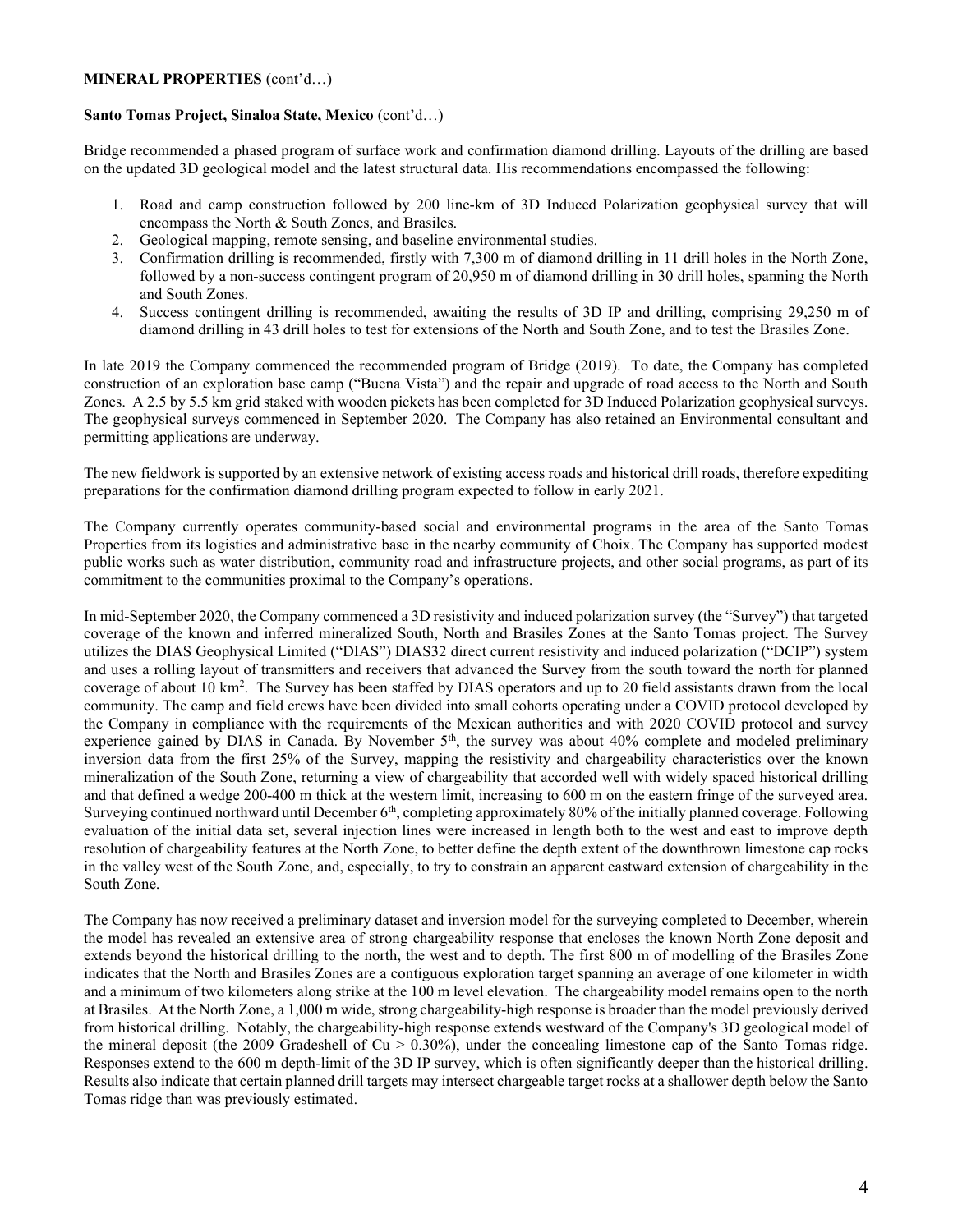**MINERAL PROPERTIES** (cont'd…)

**Santo Tomas Project, Sinaloa State, Mexico** (cont'd…)

Bridge recommended a phased program of surface work and confirmation diamond drilling. Layouts of the drilling are based on the updated 3D geological model and the latest structural data. His recommendations encompassed the following:

1. Road and camp construction followed by 200 line-km of 3D Induced Polarization geophysical survey that will encompass the North & South Zones, and Brasiles.
2. Geological mapping, remote sensing, and baseline environmental studies.
3. Confirmation drilling is recommended, firstly with 7,300 m of diamond drilling in 11 drill holes in the North Zone, followed by a non-success contingent program of 20,950 m of diamond drilling in 30 drill holes, spanning the North and South Zones.
4. Success contingent drilling is recommended, awaiting the results of 3D IP and drilling, comprising 29,250 m of diamond drilling in 43 drill holes to test for extensions of the North and South Zone, and to test the Brasiles Zone.

In late 2019 the Company commenced the recommended program of Bridge (2019). To date, the Company has completed construction of an exploration base camp ("Buena Vista") and the repair and upgrade of road access to the North and South Zones. A 2.5 by 5.5 km grid staked with wooden pickets has been completed for 3D Induced Polarization geophysical surveys. The geophysical surveys commenced in September 2020. The Company has also retained an Environmental consultant and permitting applications are underway.

The new fieldwork is supported by an extensive network of existing access roads and historical drill roads, therefore expediting preparations for the confirmation diamond drilling program expected to follow in early 2021.

The Company currently operates community-based social and environmental programs in the area of the Santo Tomas Properties from its logistics and administrative base in the nearby community of Choix. The Company has supported modest public works such as water distribution, community road and infrastructure projects, and other social programs, as part of its commitment to the communities proximal to the Company's operations.

In mid-September 2020, the Company commenced a 3D resistivity and induced polarization survey (the "Survey") that targeted coverage of the known and inferred mineralized South, North and Brasiles Zones at the Santo Tomas project. The Survey utilizes the DIAS Geophysical Limited ("DIAS") DIAS32 direct current resistivity and induced polarization ("DCIP") system and uses a rolling layout of transmitters and receivers that advanced the Survey from the south toward the north for planned coverage of about 10 km$^2$. The Survey has been staffed by DIAS operators and up to 20 field assistants drawn from the local community. The camp and field crews have been divided into small cohorts operating under a COVID protocol developed by the Company in compliance with the requirements of the Mexican authorities and with 2020 COVID protocol and survey experience gained by DIAS in Canada. By November 5th, the survey was about 40% complete and modeled preliminary inversion data from the first 25% of the Survey, mapping the resistivity and chargeability characteristics over the known mineralization of the South Zone, returning a view of chargeability that accorded well with widely spaced historical drilling and that defined a wedge 200-400 m thick at the western limit, increasing to 600 m on the eastern fringe of the surveyed area. Surveying continued northward until December 6th, completing approximately 80% of the initially planned coverage. Following evaluation of the initial data set, several injection lines were increased in length both to the west and east to improve depth resolution of chargeability features at the North Zone, to better define the depth extent of the downthrown limestone cap rocks in the valley west of the South Zone, and, especially, to try to constrain an apparent eastward extension of chargeability in the South Zone.

The Company has now received a preliminary dataset and inversion model for the surveying completed to December, wherein the model has revealed an extensive area of strong chargeability response that encloses the known North Zone deposit and extends beyond the historical drilling to the north, the west and to depth. The first 800 m of modelling of the Brasiles Zone indicates that the North and Brasiles Zones are a contiguous exploration target spanning an average of one kilometer in width and a minimum of two kilometers along strike at the 100 m level elevation. The chargeability model remains open to the north at Brasiles. At the North Zone, a 1,000 m wide, strong chargeability-high response is broader than the model previously derived from historical drilling. Notably, the chargeability-high response extends westward of the Company's 3D geological model of the mineral deposit (the 2009 Gradeshell of Cu > 0.30%), under the concealing limestone cap of the Santo Tomas ridge. Responses extend to the 600 m depth-limit of the 3D IP survey, which is often significantly deeper than the historical drilling. Results also indicate that certain planned drill targets may intersect chargeable target rocks at a shallower depth below the Santo Tomas ridge than was previously estimated.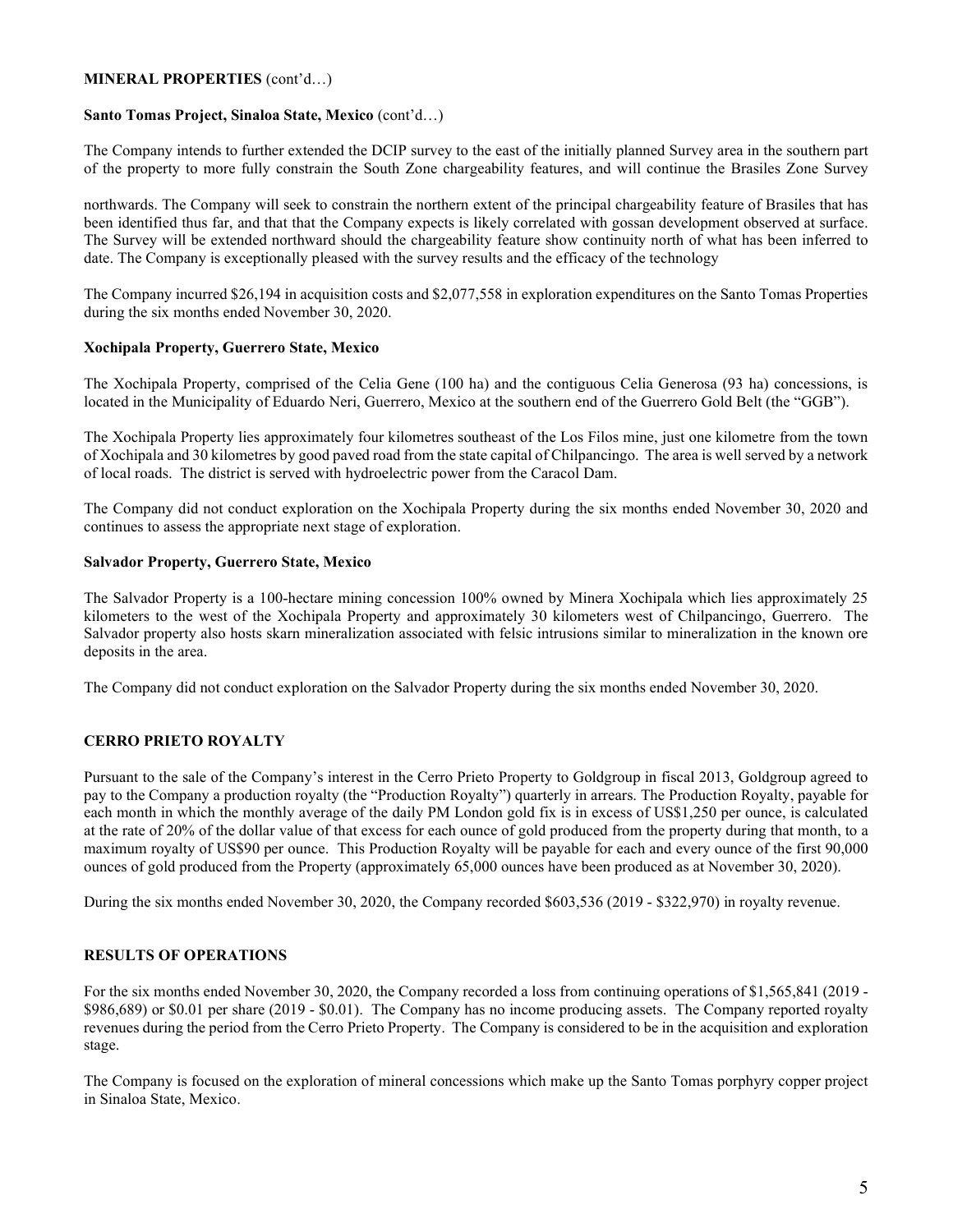**MINERAL PROPERTIES** (cont'd…)

**Santo Tomas Project, Sinaloa State, Mexico** (cont'd…)

The Company intends to further extended the DCIP survey to the east of the initially planned Survey area in the southern part of the property to more fully constrain the South Zone chargeability features, and will continue the Brasiles Zone Survey

northwards. The Company will seek to constrain the northern extent of the principal chargeability feature of Brasiles that has been identified thus far, and that that the Company expects is likely correlated with gossan development observed at surface. The Survey will be extended northward should the chargeability feature show continuity north of what has been inferred to date. The Company is exceptionally pleased with the survey results and the efficacy of the technology

The Company incurred $26,194 in acquisition costs and $2,077,558 in exploration expenditures on the Santo Tomas Properties during the six months ended November 30, 2020.

**Xochipala Property, Guerrero State, Mexico**

The Xochipala Property, comprised of the Celia Gene (100 ha) and the contiguous Celia Generosa (93 ha) concessions, is located in the Municipality of Eduardo Neri, Guerrero, Mexico at the southern end of the Guerrero Gold Belt (the "GGB").

The Xochipala Property lies approximately four kilometres southeast of the Los Filos mine, just one kilometre from the town of Xochipala and 30 kilometres by good paved road from the state capital of Chilpancingo. The area is well served by a network of local roads. The district is served with hydroelectric power from the Caracol Dam.

The Company did not conduct exploration on the Xochipala Property during the six months ended November 30, 2020 and continues to assess the appropriate next stage of exploration.

**Salvador Property, Guerrero State, Mexico**

The Salvador Property is a 100-hectare mining concession 100% owned by Minera Xochipala which lies approximately 25 kilometers to the west of the Xochipala Property and approximately 30 kilometers west of Chilpancingo, Guerrero. The Salvador property also hosts skarn mineralization associated with felsic intrusions similar to mineralization in the known ore deposits in the area.

The Company did not conduct exploration on the Salvador Property during the six months ended November 30, 2020.

**CERRO PRIETO ROYALTY**

Pursuant to the sale of the Company's interest in the Cerro Prieto Property to Goldgroup in fiscal 2013, Goldgroup agreed to pay to the Company a production royalty (the "Production Royalty") quarterly in arrears. The Production Royalty, payable for each month in which the monthly average of the daily PM London gold fix is in excess of US$1,250 per ounce, is calculated at the rate of 20% of the dollar value of that excess for each ounce of gold produced from the property during that month, to a maximum royalty of US$90 per ounce. This Production Royalty will be payable for each and every ounce of the first 90,000 ounces of gold produced from the Property (approximately 65,000 ounces have been produced as at November 30, 2020).

During the six months ended November 30, 2020, the Company recorded $603,536 (2019 - $322,970) in royalty revenue.

**RESULTS OF OPERATIONS**

For the six months ended November 30, 2020, the Company recorded a loss from continuing operations of $1,565,841 (2019 - $986,689) or $0.01 per share (2019 - $0.01). The Company has no income producing assets. The Company reported royalty revenues during the period from the Cerro Prieto Property. The Company is considered to be in the acquisition and exploration stage.

The Company is focused on the exploration of mineral concessions which make up the Santo Tomas porphyry copper project in Sinaloa State, Mexico.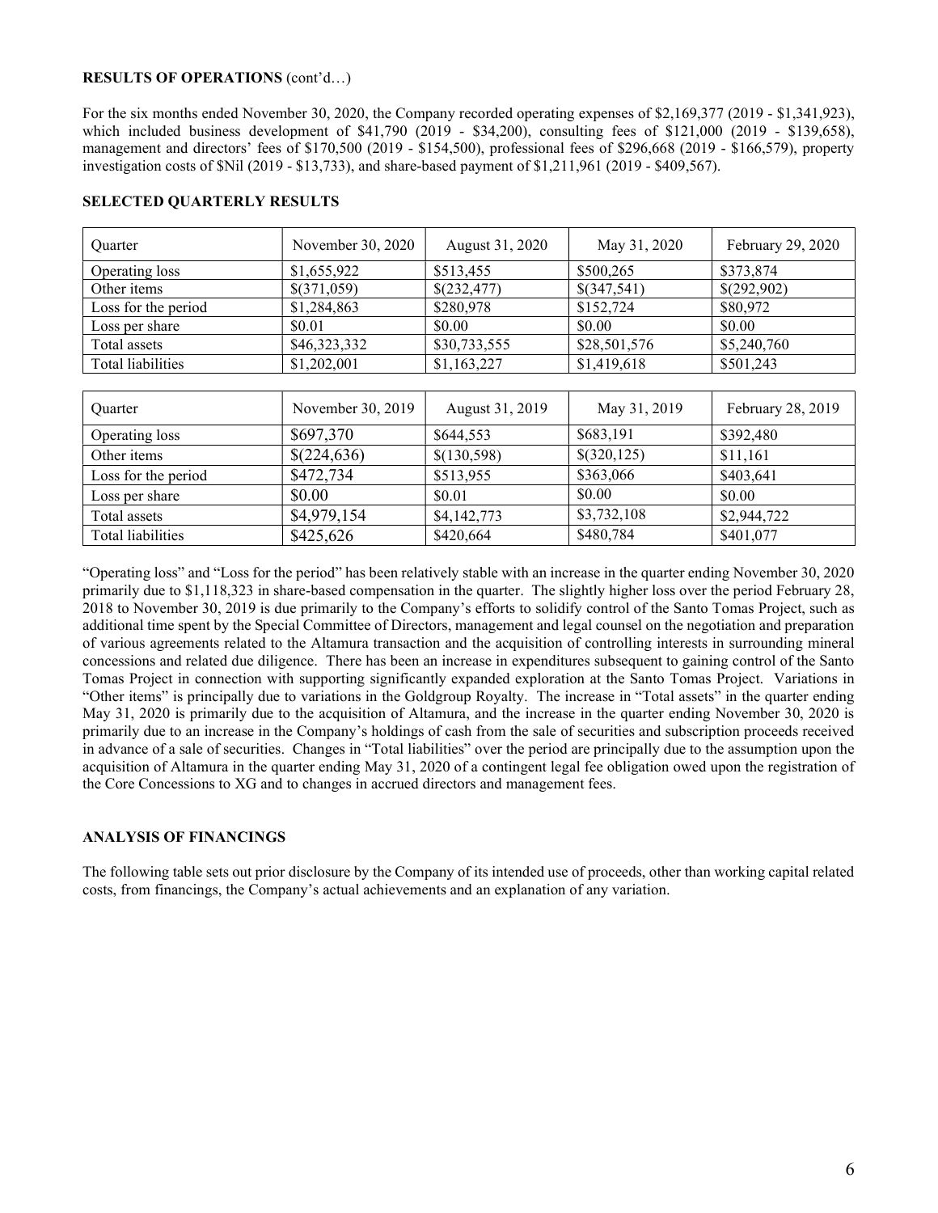**RESULTS OF OPERATIONS** (cont'd…)

For the six months ended November 30, 2020, the Company recorded operating expenses of $2,169,377 (2019 - $1,341,923), which included business development of $41,790 (2019 - $34,200), consulting fees of $121,000 (2019 - $139,658), management and directors' fees of $170,500 (2019 - $154,500), professional fees of $296,668 (2019 - $166,579), property investigation costs of $Nil (2019 - $13,733), and share-based payment of $1,211,961 (2019 - $409,567).

## SELECTED QUARTERLY RESULTS

| Quarter | November 30, 2020 | August 31, 2020 | May 31, 2020 | February 29, 2020 |
|---|---|---|---|---|
| Operating loss | $1,655,922 | $513,455 | $500,265 | $373,874 |
| Other items | $(371,059) | $(232,477) | $(347,541) | $(292,902) |
| Loss for the period | $1,284,863 | $280,978 | $152,724 | $80,972 |
| Loss per share | $0.01 | $0.00 | $0.00 | $0.00 |
| Total assets | $46,323,332 | $30,733,555 | $28,501,576 | $5,240,760 |
| Total liabilities | $1,202,001 | $1,163,227 | $1,419,618 | $501,243 |

| Quarter | November 30, 2019 | August 31, 2019 | May 31, 2019 | February 28, 2019 |
|---|---|---|---|---|
| Operating loss | $697,370 | $644,553 | $683,191 | $392,480 |
| Other items | $(224,636) | $(130,598) | $(320,125) | $11,161 |
| Loss for the period | $472,734 | $513,955 | $363,066 | $403,641 |
| Loss per share | $0.00 | $0.01 | $0.00 | $0.00 |
| Total assets | $4,979,154 | $4,142,773 | $3,732,108 | $2,944,722 |
| Total liabilities | $425,626 | $420,664 | $480,784 | $401,077 |

"Operating loss" and "Loss for the period" has been relatively stable with an increase in the quarter ending November 30, 2020 primarily due to $1,118,323 in share-based compensation in the quarter. The slightly higher loss over the period February 28, 2018 to November 30, 2019 is due primarily to the Company's efforts to solidify control of the Santo Tomas Project, such as additional time spent by the Special Committee of Directors, management and legal counsel on the negotiation and preparation of various agreements related to the Altamura transaction and the acquisition of controlling interests in surrounding mineral concessions and related due diligence. There has been an increase in expenditures subsequent to gaining control of the Santo Tomas Project in connection with supporting significantly expanded exploration at the Santo Tomas Project. Variations in "Other items" is principally due to variations in the Goldgroup Royalty. The increase in "Total assets" in the quarter ending May 31, 2020 is primarily due to the acquisition of Altamura, and the increase in the quarter ending November 30, 2020 is primarily due to an increase in the Company's holdings of cash from the sale of securities and subscription proceeds received in advance of a sale of securities. Changes in "Total liabilities" over the period are principally due to the assumption upon the acquisition of Altamura in the quarter ending May 31, 2020 of a contingent legal fee obligation owed upon the registration of the Core Concessions to XG and to changes in accrued directors and management fees.

## ANALYSIS OF FINANCINGS

The following table sets out prior disclosure by the Company of its intended use of proceeds, other than working capital related costs, from financings, the Company's actual achievements and an explanation of any variation.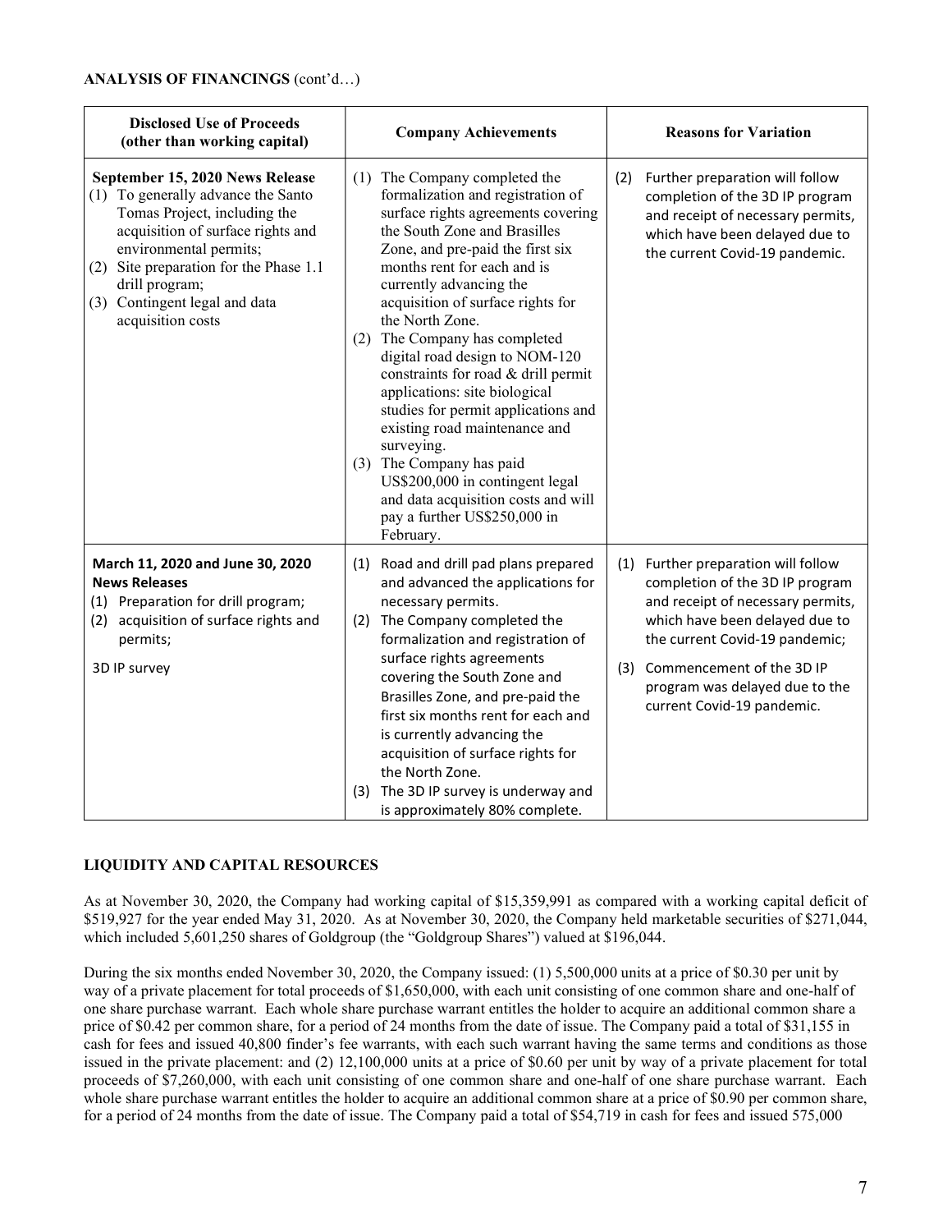**ANALYSIS OF FINANCINGS** (cont'd…)

| Disclosed Use of Proceeds (other than working capital) | Company Achievements | Reasons for Variation |
|---|---|---|
| **September 15, 2020 News Release**<br>(1) To generally advance the Santo Tomas Project, including the acquisition of surface rights and environmental permits;<br>(2) Site preparation for the Phase 1.1 drill program;<br>(3) Contingent legal and data acquisition costs | (1) The Company completed the formalization and registration of surface rights agreements covering the South Zone and Brasilles Zone, and pre-paid the first six months rent for each and is currently advancing the acquisition of surface rights for the North Zone.<br>(2) The Company has completed digital road design to NOM-120 constraints for road & drill permit applications: site biological studies for permit applications and existing road maintenance and surveying.<br>(3) The Company has paid US$200,000 in contingent legal and data acquisition costs and will pay a further US$250,000 in February. | (2) Further preparation will follow completion of the 3D IP program and receipt of necessary permits, which have been delayed due to the current Covid-19 pandemic. |
| **March 11, 2020 and June 30, 2020 News Releases**<br>(1) Preparation for drill program;<br>(2) acquisition of surface rights and permits;<br><br>3D IP survey | (1) Road and drill pad plans prepared and advanced the applications for necessary permits.<br>(2) The Company completed the formalization and registration of surface rights agreements covering the South Zone and Brasilles Zone, and pre-paid the first six months rent for each and is currently advancing the acquisition of surface rights for the North Zone.<br>(3) The 3D IP survey is underway and is approximately 80% complete. | (1) Further preparation will follow completion of the 3D IP program and receipt of necessary permits, which have been delayed due to the current Covid-19 pandemic;<br>(3) Commencement of the 3D IP program was delayed due to the current Covid-19 pandemic. |

## LIQUIDITY AND CAPITAL RESOURCES

As at November 30, 2020, the Company had working capital of $15,359,991 as compared with a working capital deficit of $519,927 for the year ended May 31, 2020. As at November 30, 2020, the Company held marketable securities of $271,044, which included 5,601,250 shares of Goldgroup (the "Goldgroup Shares") valued at $196,044.

During the six months ended November 30, 2020, the Company issued: (1) 5,500,000 units at a price of $0.30 per unit by way of a private placement for total proceeds of $1,650,000, with each unit consisting of one common share and one-half of one share purchase warrant. Each whole share purchase warrant entitles the holder to acquire an additional common share a price of $0.42 per common share, for a period of 24 months from the date of issue. The Company paid a total of $31,155 in cash for fees and issued 40,800 finder's fee warrants, with each such warrant having the same terms and conditions as those issued in the private placement: and (2) 12,100,000 units at a price of $0.60 per unit by way of a private placement for total proceeds of $7,260,000, with each unit consisting of one common share and one-half of one share purchase warrant. Each whole share purchase warrant entitles the holder to acquire an additional common share at a price of $0.90 per common share, for a period of 24 months from the date of issue. The Company paid a total of $54,719 in cash for fees and issued 575,000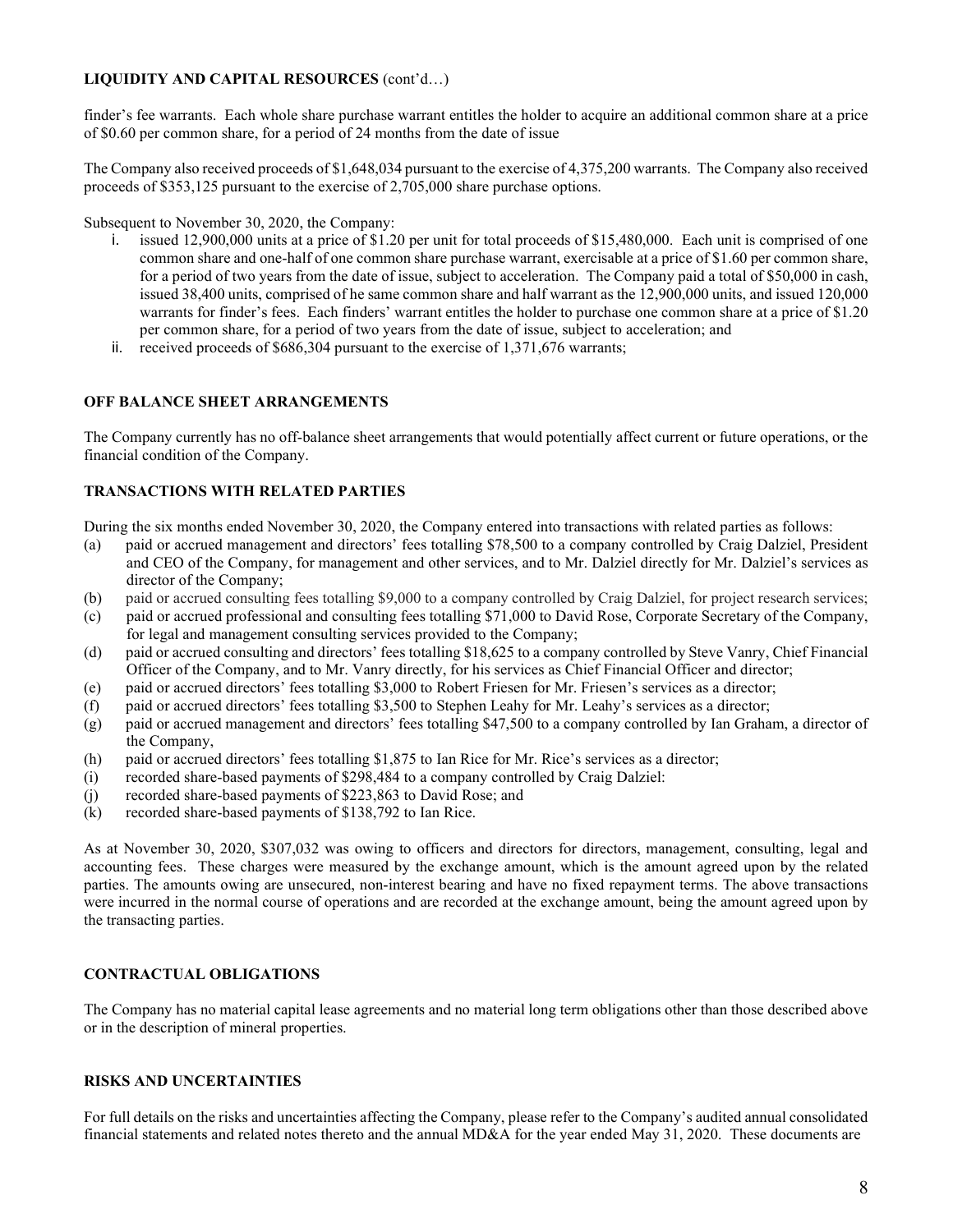**LIQUIDITY AND CAPITAL RESOURCES** (cont'd…)

finder's fee warrants. Each whole share purchase warrant entitles the holder to acquire an additional common share at a price of $0.60 per common share, for a period of 24 months from the date of issue

The Company also received proceeds of $1,648,034 pursuant to the exercise of 4,375,200 warrants. The Company also received proceeds of $353,125 pursuant to the exercise of 2,705,000 share purchase options.

Subsequent to November 30, 2020, the Company:

i. issued 12,900,000 units at a price of $1.20 per unit for total proceeds of $15,480,000. Each unit is comprised of one common share and one-half of one common share purchase warrant, exercisable at a price of $1.60 per common share, for a period of two years from the date of issue, subject to acceleration. The Company paid a total of $50,000 in cash, issued 38,400 units, comprised of he same common share and half warrant as the 12,900,000 units, and issued 120,000 warrants for finder's fees. Each finders' warrant entitles the holder to purchase one common share at a price of $1.20 per common share, for a period of two years from the date of issue, subject to acceleration; and
ii. received proceeds of $686,304 pursuant to the exercise of 1,371,676 warrants;

## OFF BALANCE SHEET ARRANGEMENTS

The Company currently has no off-balance sheet arrangements that would potentially affect current or future operations, or the financial condition of the Company.

## TRANSACTIONS WITH RELATED PARTIES

During the six months ended November 30, 2020, the Company entered into transactions with related parties as follows:

(a) paid or accrued management and directors' fees totalling $78,500 to a company controlled by Craig Dalziel, President and CEO of the Company, for management and other services, and to Mr. Dalziel directly for Mr. Dalziel's services as director of the Company;
(b) paid or accrued consulting fees totalling $9,000 to a company controlled by Craig Dalziel, for project research services;
(c) paid or accrued professional and consulting fees totalling $71,000 to David Rose, Corporate Secretary of the Company, for legal and management consulting services provided to the Company;
(d) paid or accrued consulting and directors' fees totalling $18,625 to a company controlled by Steve Vanry, Chief Financial Officer of the Company, and to Mr. Vanry directly, for his services as Chief Financial Officer and director;
(e) paid or accrued directors' fees totalling $3,000 to Robert Friesen for Mr. Friesen's services as a director;
(f) paid or accrued directors' fees totalling $3,500 to Stephen Leahy for Mr. Leahy's services as a director;
(g) paid or accrued management and directors' fees totalling $47,500 to a company controlled by Ian Graham, a director of the Company,
(h) paid or accrued directors' fees totalling $1,875 to Ian Rice for Mr. Rice's services as a director;
(i) recorded share-based payments of $298,484 to a company controlled by Craig Dalziel:
(j) recorded share-based payments of $223,863 to David Rose; and
(k) recorded share-based payments of $138,792 to Ian Rice.

As at November 30, 2020, $307,032 was owing to officers and directors for directors, management, consulting, legal and accounting fees. These charges were measured by the exchange amount, which is the amount agreed upon by the related parties. The amounts owing are unsecured, non-interest bearing and have no fixed repayment terms. The above transactions were incurred in the normal course of operations and are recorded at the exchange amount, being the amount agreed upon by the transacting parties.

## CONTRACTUAL OBLIGATIONS

The Company has no material capital lease agreements and no material long term obligations other than those described above or in the description of mineral properties.

## RISKS AND UNCERTAINTIES

For full details on the risks and uncertainties affecting the Company, please refer to the Company's audited annual consolidated financial statements and related notes thereto and the annual MD&A for the year ended May 31, 2020. These documents are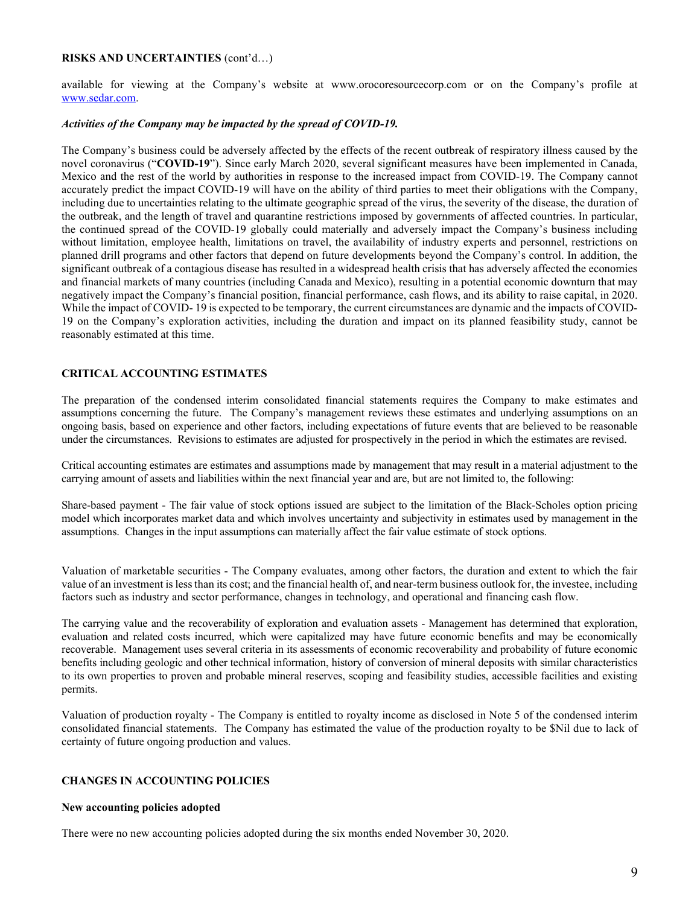**RISKS AND UNCERTAINTIES** (cont'd…)

available for viewing at the Company's website at www.orocoresourcecorp.com or on the Company's profile at www.sedar.com.

***Activities of the Company may be impacted by the spread of COVID-19.***

The Company's business could be adversely affected by the effects of the recent outbreak of respiratory illness caused by the novel coronavirus ("**COVID-19**"). Since early March 2020, several significant measures have been implemented in Canada, Mexico and the rest of the world by authorities in response to the increased impact from COVID-19. The Company cannot accurately predict the impact COVID-19 will have on the ability of third parties to meet their obligations with the Company, including due to uncertainties relating to the ultimate geographic spread of the virus, the severity of the disease, the duration of the outbreak, and the length of travel and quarantine restrictions imposed by governments of affected countries. In particular, the continued spread of the COVID-19 globally could materially and adversely impact the Company's business including without limitation, employee health, limitations on travel, the availability of industry experts and personnel, restrictions on planned drill programs and other factors that depend on future developments beyond the Company's control. In addition, the significant outbreak of a contagious disease has resulted in a widespread health crisis that has adversely affected the economies and financial markets of many countries (including Canada and Mexico), resulting in a potential economic downturn that may negatively impact the Company's financial position, financial performance, cash flows, and its ability to raise capital, in 2020. While the impact of COVID- 19 is expected to be temporary, the current circumstances are dynamic and the impacts of COVID-19 on the Company's exploration activities, including the duration and impact on its planned feasibility study, cannot be reasonably estimated at this time.

## CRITICAL ACCOUNTING ESTIMATES

The preparation of the condensed interim consolidated financial statements requires the Company to make estimates and assumptions concerning the future. The Company's management reviews these estimates and underlying assumptions on an ongoing basis, based on experience and other factors, including expectations of future events that are believed to be reasonable under the circumstances. Revisions to estimates are adjusted for prospectively in the period in which the estimates are revised.

Critical accounting estimates are estimates and assumptions made by management that may result in a material adjustment to the carrying amount of assets and liabilities within the next financial year and are, but are not limited to, the following:

Share-based payment - The fair value of stock options issued are subject to the limitation of the Black-Scholes option pricing model which incorporates market data and which involves uncertainty and subjectivity in estimates used by management in the assumptions. Changes in the input assumptions can materially affect the fair value estimate of stock options.

Valuation of marketable securities - The Company evaluates, among other factors, the duration and extent to which the fair value of an investment is less than its cost; and the financial health of, and near-term business outlook for, the investee, including factors such as industry and sector performance, changes in technology, and operational and financing cash flow.

The carrying value and the recoverability of exploration and evaluation assets - Management has determined that exploration, evaluation and related costs incurred, which were capitalized may have future economic benefits and may be economically recoverable. Management uses several criteria in its assessments of economic recoverability and probability of future economic benefits including geologic and other technical information, history of conversion of mineral deposits with similar characteristics to its own properties to proven and probable mineral reserves, scoping and feasibility studies, accessible facilities and existing permits.

Valuation of production royalty - The Company is entitled to royalty income as disclosed in Note 5 of the condensed interim consolidated financial statements. The Company has estimated the value of the production royalty to be $Nil due to lack of certainty of future ongoing production and values.

## CHANGES IN ACCOUNTING POLICIES

### New accounting policies adopted

There were no new accounting policies adopted during the six months ended November 30, 2020.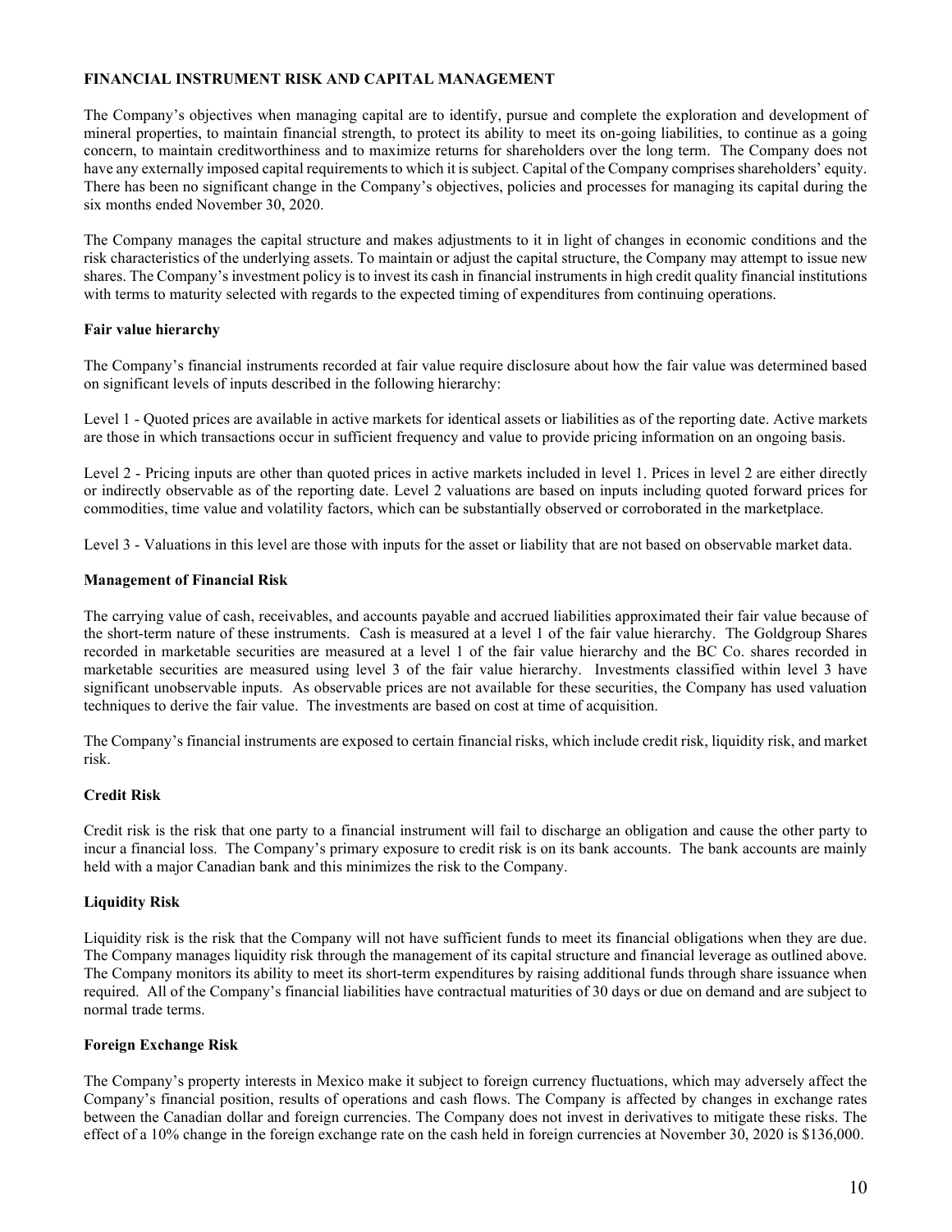## FINANCIAL INSTRUMENT RISK AND CAPITAL MANAGEMENT

The Company's objectives when managing capital are to identify, pursue and complete the exploration and development of mineral properties, to maintain financial strength, to protect its ability to meet its on-going liabilities, to continue as a going concern, to maintain creditworthiness and to maximize returns for shareholders over the long term. The Company does not have any externally imposed capital requirements to which it is subject. Capital of the Company comprises shareholders' equity. There has been no significant change in the Company's objectives, policies and processes for managing its capital during the six months ended November 30, 2020.

The Company manages the capital structure and makes adjustments to it in light of changes in economic conditions and the risk characteristics of the underlying assets. To maintain or adjust the capital structure, the Company may attempt to issue new shares. The Company's investment policy is to invest its cash in financial instruments in high credit quality financial institutions with terms to maturity selected with regards to the expected timing of expenditures from continuing operations.

### Fair value hierarchy

The Company's financial instruments recorded at fair value require disclosure about how the fair value was determined based on significant levels of inputs described in the following hierarchy:

Level 1 - Quoted prices are available in active markets for identical assets or liabilities as of the reporting date. Active markets are those in which transactions occur in sufficient frequency and value to provide pricing information on an ongoing basis.

Level 2 - Pricing inputs are other than quoted prices in active markets included in level 1. Prices in level 2 are either directly or indirectly observable as of the reporting date. Level 2 valuations are based on inputs including quoted forward prices for commodities, time value and volatility factors, which can be substantially observed or corroborated in the marketplace.

Level 3 - Valuations in this level are those with inputs for the asset or liability that are not based on observable market data.

### Management of Financial Risk

The carrying value of cash, receivables, and accounts payable and accrued liabilities approximated their fair value because of the short-term nature of these instruments. Cash is measured at a level 1 of the fair value hierarchy. The Goldgroup Shares recorded in marketable securities are measured at a level 1 of the fair value hierarchy and the BC Co. shares recorded in marketable securities are measured using level 3 of the fair value hierarchy. Investments classified within level 3 have significant unobservable inputs. As observable prices are not available for these securities, the Company has used valuation techniques to derive the fair value. The investments are based on cost at time of acquisition.

The Company's financial instruments are exposed to certain financial risks, which include credit risk, liquidity risk, and market risk.

### Credit Risk

Credit risk is the risk that one party to a financial instrument will fail to discharge an obligation and cause the other party to incur a financial loss. The Company's primary exposure to credit risk is on its bank accounts. The bank accounts are mainly held with a major Canadian bank and this minimizes the risk to the Company.

### Liquidity Risk

Liquidity risk is the risk that the Company will not have sufficient funds to meet its financial obligations when they are due. The Company manages liquidity risk through the management of its capital structure and financial leverage as outlined above. The Company monitors its ability to meet its short-term expenditures by raising additional funds through share issuance when required. All of the Company's financial liabilities have contractual maturities of 30 days or due on demand and are subject to normal trade terms.

### Foreign Exchange Risk

The Company's property interests in Mexico make it subject to foreign currency fluctuations, which may adversely affect the Company's financial position, results of operations and cash flows. The Company is affected by changes in exchange rates between the Canadian dollar and foreign currencies. The Company does not invest in derivatives to mitigate these risks. The effect of a 10% change in the foreign exchange rate on the cash held in foreign currencies at November 30, 2020 is $136,000.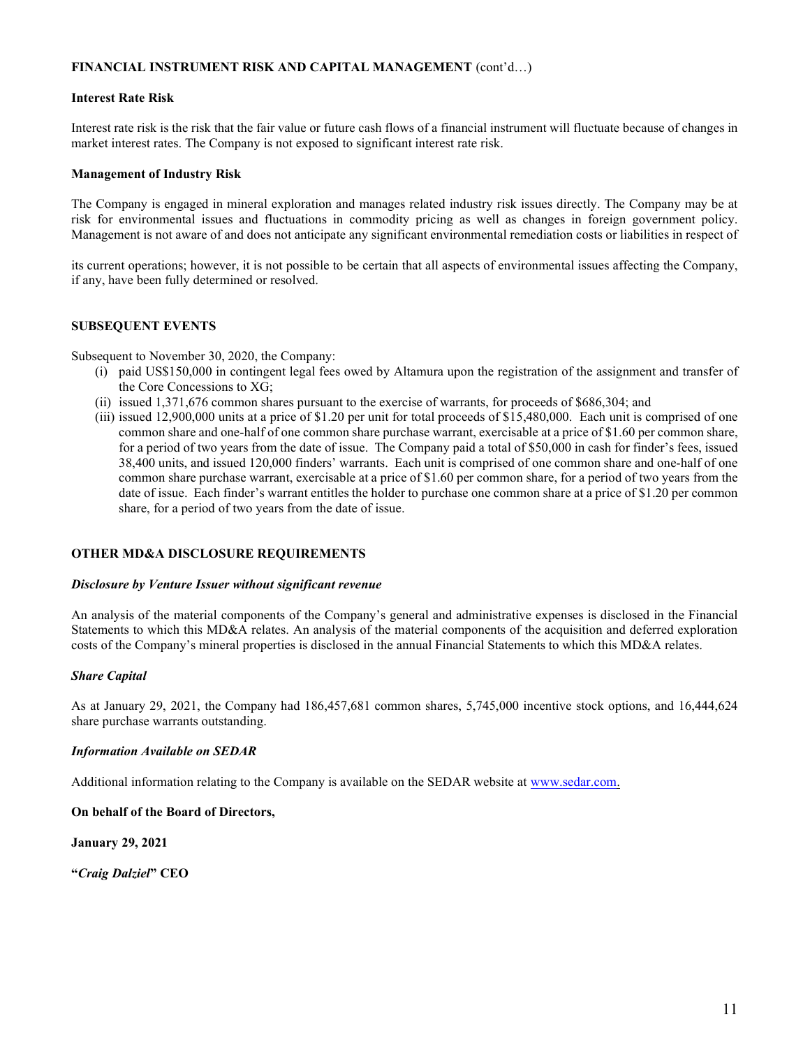**FINANCIAL INSTRUMENT RISK AND CAPITAL MANAGEMENT** (cont'd…)

**Interest Rate Risk**

Interest rate risk is the risk that the fair value or future cash flows of a financial instrument will fluctuate because of changes in market interest rates. The Company is not exposed to significant interest rate risk.

**Management of Industry Risk**

The Company is engaged in mineral exploration and manages related industry risk issues directly. The Company may be at risk for environmental issues and fluctuations in commodity pricing as well as changes in foreign government policy. Management is not aware of and does not anticipate any significant environmental remediation costs or liabilities in respect of its current operations; however, it is not possible to be certain that all aspects of environmental issues affecting the Company, if any, have been fully determined or resolved.

**SUBSEQUENT EVENTS**

Subsequent to November 30, 2020, the Company:

(i) paid US$150,000 in contingent legal fees owed by Altamura upon the registration of the assignment and transfer of the Core Concessions to XG;
(ii) issued 1,371,676 common shares pursuant to the exercise of warrants, for proceeds of $686,304; and
(iii) issued 12,900,000 units at a price of $1.20 per unit for total proceeds of $15,480,000. Each unit is comprised of one common share and one-half of one common share purchase warrant, exercisable at a price of $1.60 per common share, for a period of two years from the date of issue. The Company paid a total of $50,000 in cash for finder's fees, issued 38,400 units, and issued 120,000 finders' warrants. Each unit is comprised of one common share and one-half of one common share purchase warrant, exercisable at a price of $1.60 per common share, for a period of two years from the date of issue. Each finder's warrant entitles the holder to purchase one common share at a price of $1.20 per common share, for a period of two years from the date of issue.

**OTHER MD&A DISCLOSURE REQUIREMENTS**

***Disclosure by Venture Issuer without significant revenue***

An analysis of the material components of the Company's general and administrative expenses is disclosed in the Financial Statements to which this MD&A relates. An analysis of the material components of the acquisition and deferred exploration costs of the Company's mineral properties is disclosed in the annual Financial Statements to which this MD&A relates.

***Share Capital***

As at January 29, 2021, the Company had 186,457,681 common shares, 5,745,000 incentive stock options, and 16,444,624 share purchase warrants outstanding.

***Information Available on SEDAR***

Additional information relating to the Company is available on the SEDAR website at www.sedar.com.

**On behalf of the Board of Directors,**

**January 29, 2021**

**"*Craig Dalziel*" CEO**